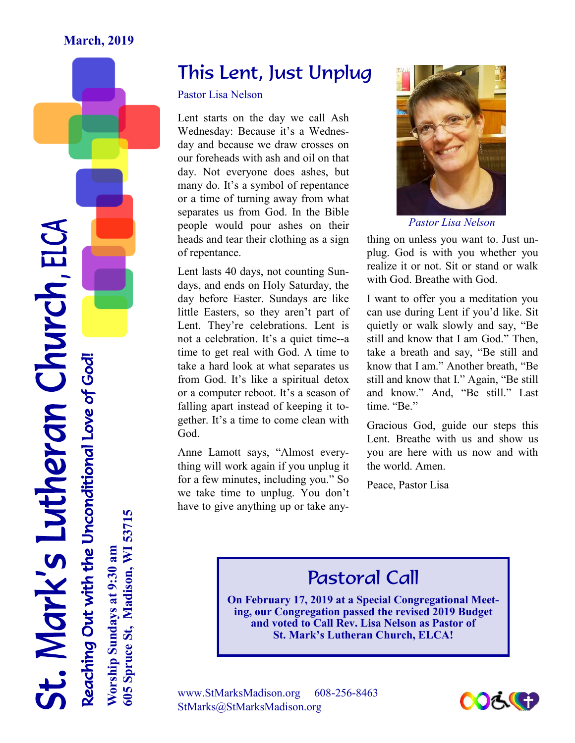March, 2019

# St. Mark's Lutheran Church, ELCA

*Reaching Out with the Unconditional Love of God!*

**Worship Sundays at 9:30 am**
**605 Spruce St, Madison, WI 53715**

## This Lent, Just Unplug

Pastor Lisa Nelson

Lent starts on the day we call Ash Wednesday: Because it's a Wednesday and because we draw crosses on our foreheads with ash and oil on that day. Not everyone does ashes, but many do. It's a symbol of repentance or a time of turning away from what separates us from God. In the Bible people would pour ashes on their heads and tear their clothing as a sign of repentance.

Lent lasts 40 days, not counting Sundays, and ends on Holy Saturday, the day before Easter. Sundays are like little Easters, so they aren't part of Lent. They're celebrations. Lent is not a celebration. It's a quiet time--a time to get real with God. A time to take a hard look at what separates us from God. It's like a spiritual detox or a computer reboot. It's a season of falling apart instead of keeping it together. It's a time to come clean with God.

Anne Lamott says, "Almost everything will work again if you unplug it for a few minutes, including you." So we take time to unplug. You don't have to give anything up or take anything on unless you want to. Just unplug. God is with you whether you realize it or not. Sit or stand or walk with God. Breathe with God.

*Pastor Lisa Nelson*

I want to offer you a meditation you can use during Lent if you'd like. Sit quietly or walk slowly and say, "Be still and know that I am God." Then, take a breath and say, "Be still and know that I am." Another breath, "Be still and know that I." Again, "Be still and know." And, "Be still." Last time. "Be."

Gracious God, guide our steps this Lent. Breathe with us and show us you are here with us now and with the world. Amen.

Peace, Pastor Lisa

## Pastoral Call

**On February 17, 2019 at a Special Congregational Meeting, our Congregation passed the revised 2019 Budget and voted to Call Rev. Lisa Nelson as Pastor of St. Mark's Lutheran Church, ELCA!**

www.StMarksMadison.org 608-256-8463
StMarks@StMarksMadison.org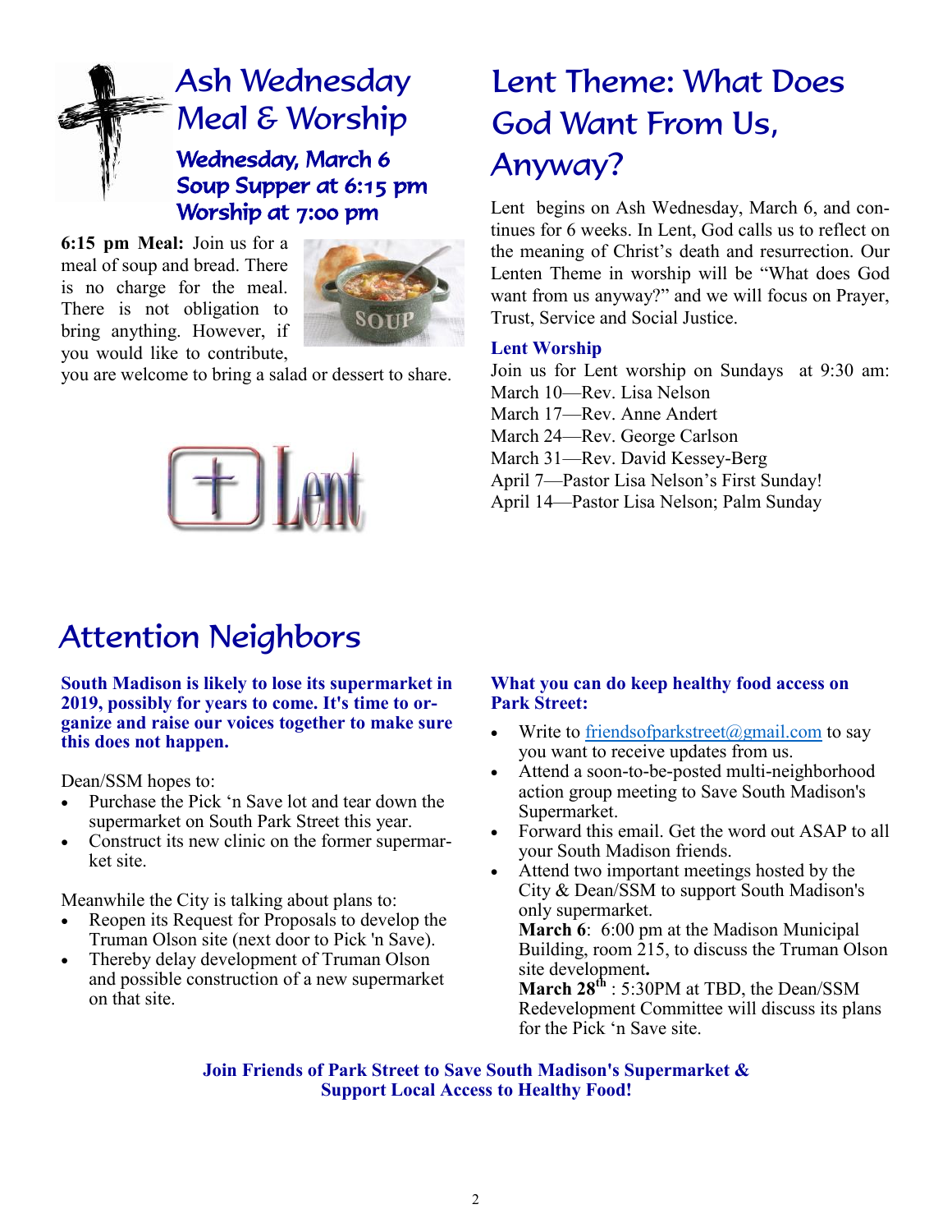# Ash Wednesday Meal & Worship

### Wednesday, March 6
### Soup Supper at 6:15 pm
### Worship at 7:00 pm

**6:15 pm Meal:** Join us for a meal of soup and bread. There is no charge for the meal. There is not obligation to bring anything. However, if you would like to contribute, you are welcome to bring a salad or dessert to share.

# Lent Theme: What Does God Want From Us, Anyway?

Lent begins on Ash Wednesday, March 6, and continues for 6 weeks. In Lent, God calls us to reflect on the meaning of Christ's death and resurrection. Our Lenten Theme in worship will be "What does God want from us anyway?" and we will focus on Prayer, Trust, Service and Social Justice.

### Lent Worship

Join us for Lent worship on Sundays at 9:30 am:
March 10—Rev. Lisa Nelson
March 17—Rev. Anne Andert
March 24—Rev. George Carlson
March 31—Rev. David Kessey-Berg
April 7—Pastor Lisa Nelson's First Sunday!
April 14—Pastor Lisa Nelson; Palm Sunday

# Attention Neighbors

**South Madison is likely to lose its supermarket in 2019, possibly for years to come. It's time to organize and raise our voices together to make sure this does not happen.**

Dean/SSM hopes to:

- Purchase the Pick 'n Save lot and tear down the supermarket on South Park Street this year.
- Construct its new clinic on the former supermarket site.

Meanwhile the City is talking about plans to:

- Reopen its Request for Proposals to develop the Truman Olson site (next door to Pick 'n Save).
- Thereby delay development of Truman Olson and possible construction of a new supermarket on that site.

**What you can do keep healthy food access on Park Street:**

- Write to friendsofparkstreet@gmail.com to say you want to receive updates from us.
- Attend a soon-to-be-posted multi-neighborhood action group meeting to Save South Madison's Supermarket.
- Forward this email. Get the word out ASAP to all your South Madison friends.
- Attend two important meetings hosted by the City & Dean/SSM to support South Madison's only supermarket.
  **March 6**: 6:00 pm at the Madison Municipal Building, room 215, to discuss the Truman Olson site development**.**
  **March 28th** : 5:30PM at TBD, the Dean/SSM Redevelopment Committee will discuss its plans for the Pick 'n Save site.

**Join Friends of Park Street to Save South Madison's Supermarket & Support Local Access to Healthy Food!**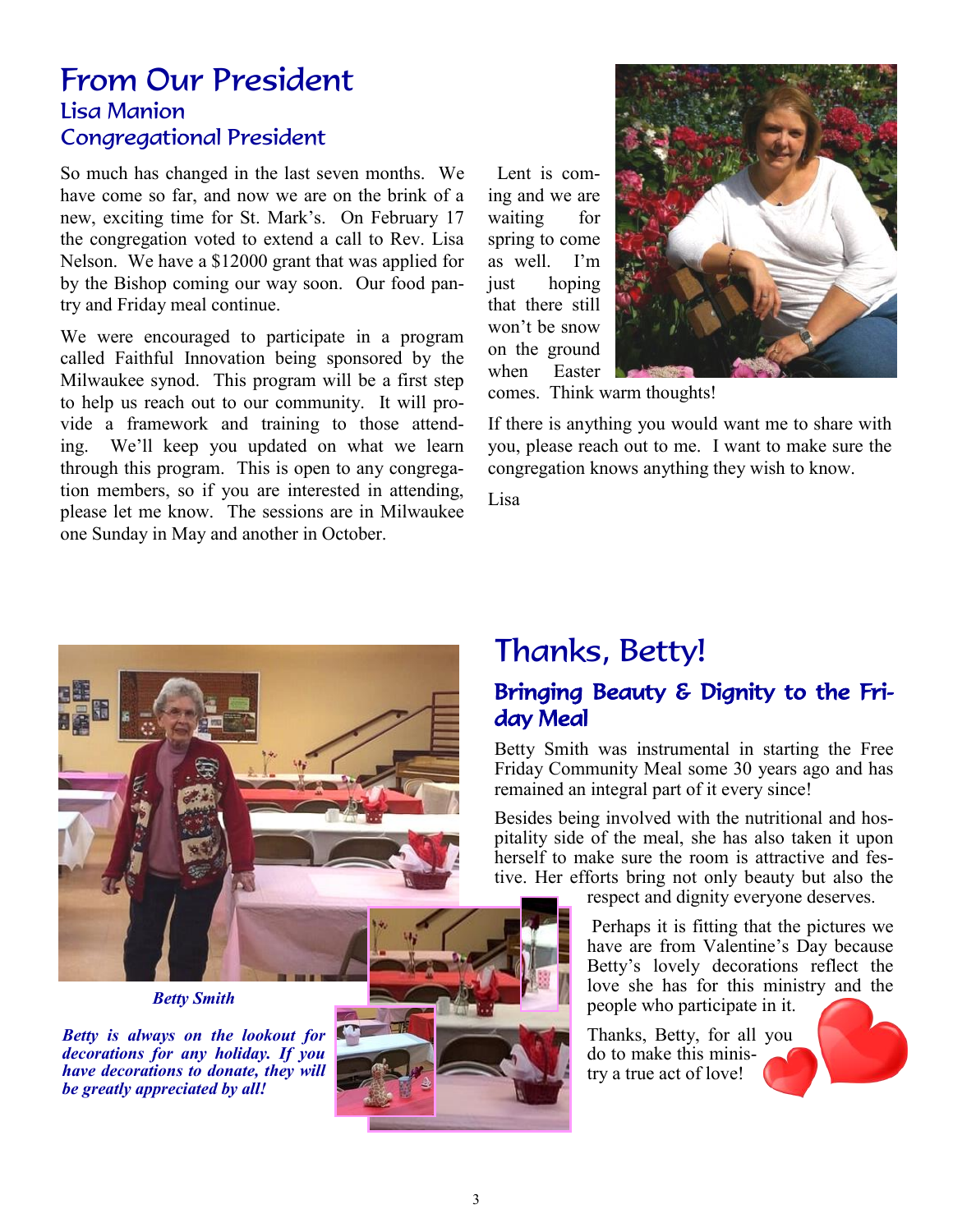# From Our President

## Lisa Manion
## Congregational President

So much has changed in the last seven months. We have come so far, and now we are on the brink of a new, exciting time for St. Mark's. On February 17 the congregation voted to extend a call to Rev. Lisa Nelson. We have a $12000 grant that was applied for by the Bishop coming our way soon. Our food pantry and Friday meal continue.

We were encouraged to participate in a program called Faithful Innovation being sponsored by the Milwaukee synod. This program will be a first step to help us reach out to our community. It will provide a framework and training to those attending. We'll keep you updated on what we learn through this program. This is open to any congregation members, so if you are interested in attending, please let me know. The sessions are in Milwaukee one Sunday in May and another in October.

Lent is coming and we are waiting for spring to come as well. I'm just hoping that there still won't be snow on the ground when Easter comes. Think warm thoughts!

If there is anything you would want me to share with you, please reach out to me. I want to make sure the congregation knows anything they wish to know.

Lisa

# Thanks, Betty!

## Bringing Beauty & Dignity to the Friday Meal

Betty Smith was instrumental in starting the Free Friday Community Meal some 30 years ago and has remained an integral part of it every since!

Besides being involved with the nutritional and hospitality side of the meal, she has also taken it upon herself to make sure the room is attractive and festive. Her efforts bring not only beauty but also the respect and dignity everyone deserves.

Perhaps it is fitting that the pictures we have are from Valentine's Day because Betty's lovely decorations reflect the love she has for this ministry and the people who participate in it.

Thanks, Betty, for all you do to make this ministry a true act of love!

***Betty Smith***

***Betty is always on the lookout for decorations for any holiday. If you have decorations to donate, they will be greatly appreciated by all!***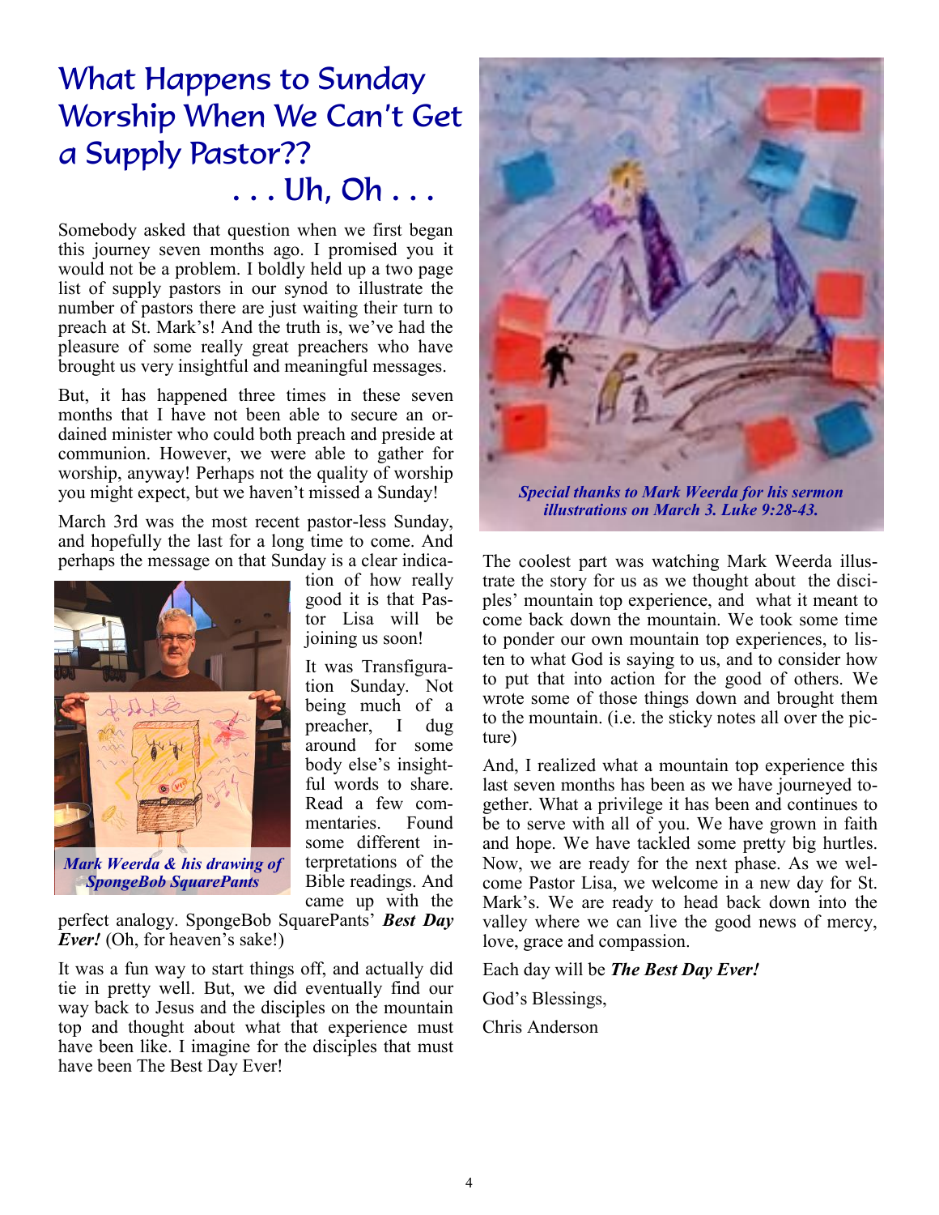# What Happens to Sunday Worship When We Can't Get a Supply Pastor?? . . . Uh, Oh . . .

Somebody asked that question when we first began this journey seven months ago. I promised you it would not be a problem. I boldly held up a two page list of supply pastors in our synod to illustrate the number of pastors there are just waiting their turn to preach at St. Mark's! And the truth is, we've had the pleasure of some really great preachers who have brought us very insightful and meaningful messages.

But, it has happened three times in these seven months that I have not been able to secure an ordained minister who could both preach and preside at communion. However, we were able to gather for worship, anyway! Perhaps not the quality of worship you might expect, but we haven't missed a Sunday!

March 3rd was the most recent pastor-less Sunday, and hopefully the last for a long time to come. And perhaps the message on that Sunday is a clear indication of how really good it is that Pastor Lisa will be joining us soon!

*Mark Weerda & his drawing of SpongeBob SquarePants*

It was Transfiguration Sunday. Not being much of a preacher, I dug around for some body else's insightful words to share. Read a few commentaries. Found some different interpretations of the Bible readings. And came up with the perfect analogy. SpongeBob SquarePants' ***Best Day Ever!*** (Oh, for heaven's sake!)

It was a fun way to start things off, and actually did tie in pretty well. But, we did eventually find our way back to Jesus and the disciples on the mountain top and thought about what that experience must have been like. I imagine for the disciples that must have been The Best Day Ever!

*Special thanks to Mark Weerda for his sermon illustrations on March 3. Luke 9:28-43.*

The coolest part was watching Mark Weerda illustrate the story for us as we thought about the disciples' mountain top experience, and what it meant to come back down the mountain. We took some time to ponder our own mountain top experiences, to listen to what God is saying to us, and to consider how to put that into action for the good of others. We wrote some of those things down and brought them to the mountain. (i.e. the sticky notes all over the picture)

And, I realized what a mountain top experience this last seven months has been as we have journeyed together. What a privilege it has been and continues to be to serve with all of you. We have grown in faith and hope. We have tackled some pretty big hurtles. Now, we are ready for the next phase. As we welcome Pastor Lisa, we welcome in a new day for St. Mark's. We are ready to head back down into the valley where we can live the good news of mercy, love, grace and compassion.

Each day will be ***The Best Day Ever!***

God's Blessings,

Chris Anderson